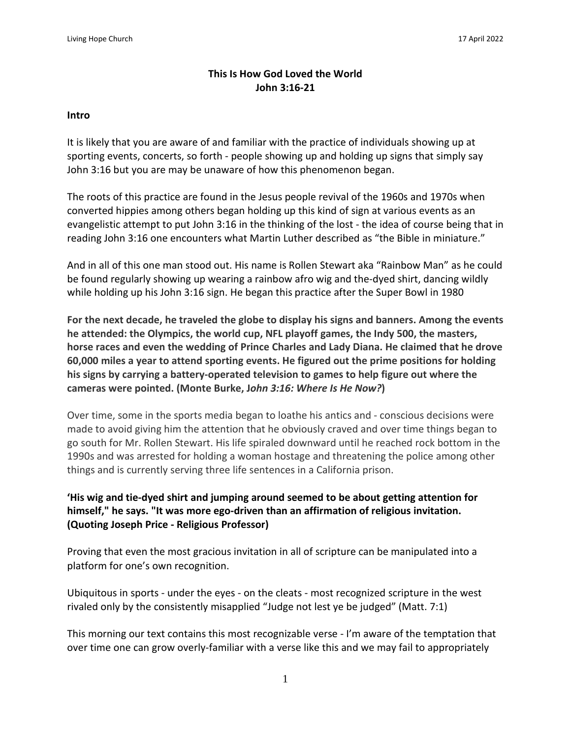**This Is How God Loved the World**
**John 3:16-21**

**Intro**

It is likely that you are aware of and familiar with the practice of individuals showing up at sporting events, concerts, so forth - people showing up and holding up signs that simply say John 3:16 but you are may be unaware of how this phenomenon began.

The roots of this practice are found in the Jesus people revival of the 1960s and 1970s when converted hippies among others began holding up this kind of sign at various events as an evangelistic attempt to put John 3:16 in the thinking of the lost - the idea of course being that in reading John 3:16 one encounters what Martin Luther described as "the Bible in miniature."

And in all of this one man stood out. His name is Rollen Stewart aka "Rainbow Man" as he could be found regularly showing up wearing a rainbow afro wig and the-dyed shirt, dancing wildly while holding up his John 3:16 sign. He began this practice after the Super Bowl in 1980

**For the next decade, he traveled the globe to display his signs and banners. Among the events he attended: the Olympics, the world cup, NFL playoff games, the Indy 500, the masters, horse races and even the wedding of Prince Charles and Lady Diana. He claimed that he drove 60,000 miles a year to attend sporting events. He figured out the prime positions for holding his signs by carrying a battery-operated television to games to help figure out where the cameras were pointed. (Monte Burke, J*ohn 3:16: Where Is He Now?*)**

Over time, some in the sports media began to loathe his antics and - conscious decisions were made to avoid giving him the attention that he obviously craved and over time things began to go south for Mr. Rollen Stewart. His life spiraled downward until he reached rock bottom in the 1990s and was arrested for holding a woman hostage and threatening the police among other things and is currently serving three life sentences in a California prison.

**'His wig and tie-dyed shirt and jumping around seemed to be about getting attention for himself," he says. "It was more ego-driven than an affirmation of religious invitation. (Quoting Joseph Price - Religious Professor)**

Proving that even the most gracious invitation in all of scripture can be manipulated into a platform for one's own recognition.

Ubiquitous in sports - under the eyes - on the cleats - most recognized scripture in the west rivaled only by the consistently misapplied "Judge not lest ye be judged" (Matt. 7:1)

This morning our text contains this most recognizable verse - I'm aware of the temptation that over time one can grow overly-familiar with a verse like this and we may fail to appropriately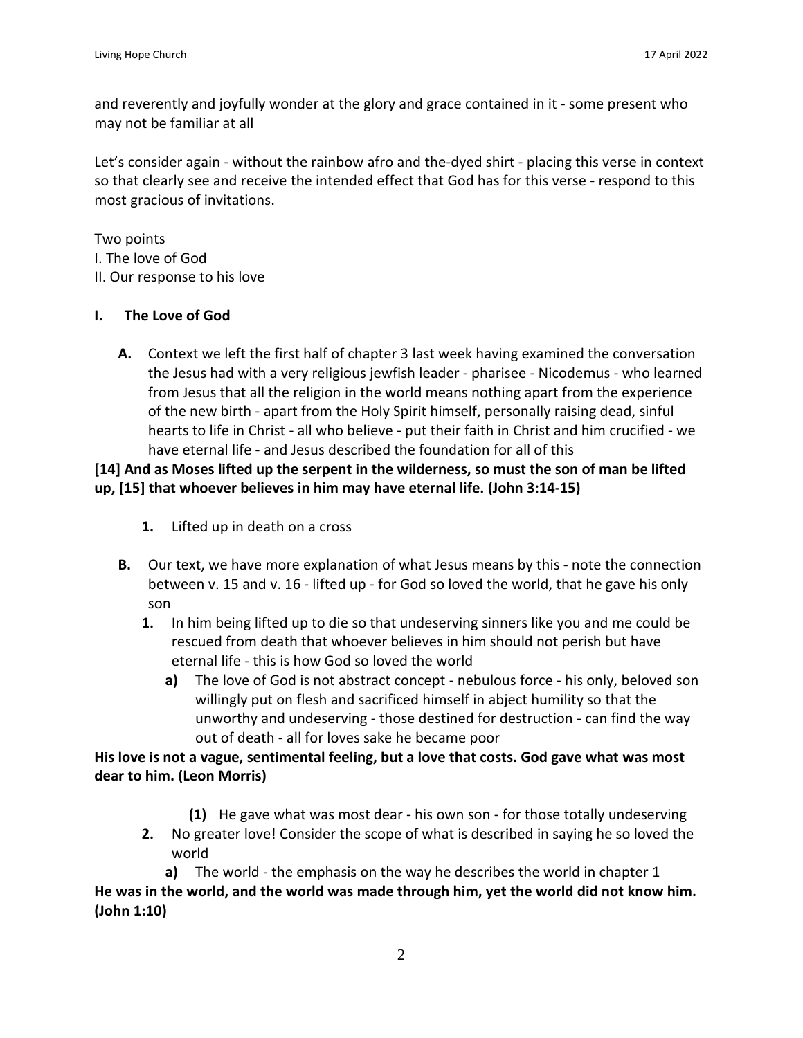and reverently and joyfully wonder at the glory and grace contained in it - some present who may not be familiar at all

Let's consider again - without the rainbow afro and the-dyed shirt - placing this verse in context so that clearly see and receive the intended effect that God has for this verse - respond to this most gracious of invitations.

Two points
I. The love of God
II. Our response to his love

## I. The Love of God

**A.** Context we left the first half of chapter 3 last week having examined the conversation the Jesus had with a very religious jewfish leader - pharisee - Nicodemus - who learned from Jesus that all the religion in the world means nothing apart from the experience of the new birth - apart from the Holy Spirit himself, personally raising dead, sinful hearts to life in Christ - all who believe - put their faith in Christ and him crucified - we have eternal life - and Jesus described the foundation for all of this

**[14] And as Moses lifted up the serpent in the wilderness, so must the son of man be lifted up, [15] that whoever believes in him may have eternal life. (John 3:14-15)**

**1.** Lifted up in death on a cross

**B.** Our text, we have more explanation of what Jesus means by this - note the connection between v. 15 and v. 16 - lifted up - for God so loved the world, that he gave his only son

**1.** In him being lifted up to die so that undeserving sinners like you and me could be rescued from death that whoever believes in him should not perish but have eternal life - this is how God so loved the world

**a)** The love of God is not abstract concept - nebulous force - his only, beloved son willingly put on flesh and sacrificed himself in abject humility so that the unworthy and undeserving - those destined for destruction - can find the way out of death - all for loves sake he became poor

**His love is not a vague, sentimental feeling, but a love that costs. God gave what was most dear to him. (Leon Morris)**

**(1)** He gave what was most dear - his own son - for those totally undeserving

**2.** No greater love! Consider the scope of what is described in saying he so loved the world

**a)** The world - the emphasis on the way he describes the world in chapter 1

**He was in the world, and the world was made through him, yet the world did not know him. (John 1:10)**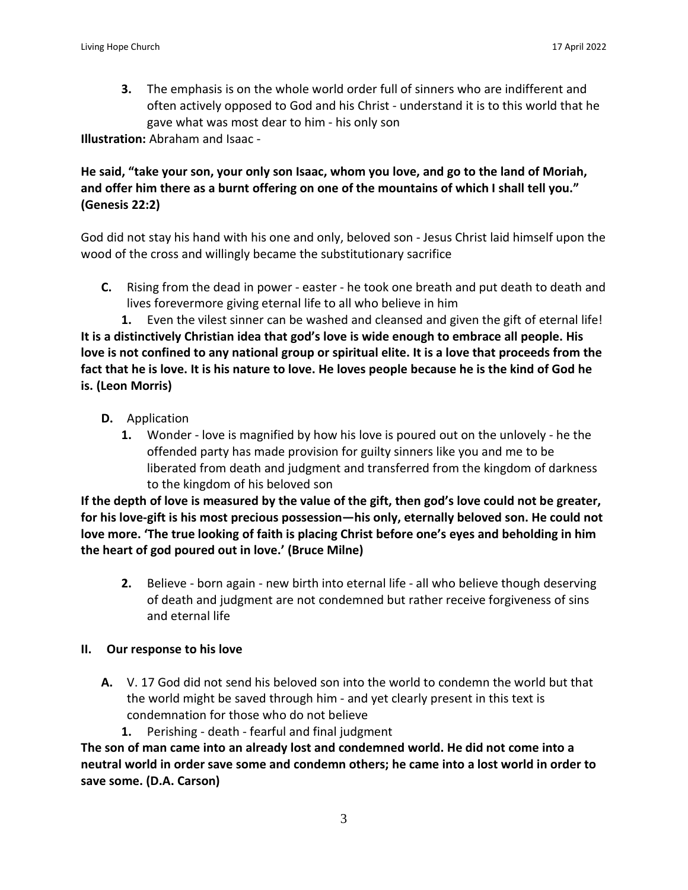3. The emphasis is on the whole world order full of sinners who are indifferent and often actively opposed to God and his Christ - understand it is to this world that he gave what was most dear to him - his only son

**Illustration:** Abraham and Isaac -

**He said, "take your son, your only son Isaac, whom you love, and go to the land of Moriah, and offer him there as a burnt offering on one of the mountains of which I shall tell you." (Genesis 22:2)**

God did not stay his hand with his one and only, beloved son - Jesus Christ laid himself upon the wood of the cross and willingly became the substitutionary sacrifice

C. Rising from the dead in power - easter - he took one breath and put death to death and lives forevermore giving eternal life to all who believe in him
   1. Even the vilest sinner can be washed and cleansed and given the gift of eternal life!

**It is a distinctively Christian idea that god's love is wide enough to embrace all people. His love is not confined to any national group or spiritual elite. It is a love that proceeds from the fact that he is love. It is his nature to love. He loves people because he is the kind of God he is. (Leon Morris)**

D. Application
   1. Wonder - love is magnified by how his love is poured out on the unlovely - he the offended party has made provision for guilty sinners like you and me to be liberated from death and judgment and transferred from the kingdom of darkness to the kingdom of his beloved son

**If the depth of love is measured by the value of the gift, then god's love could not be greater, for his love-gift is his most precious possession—his only, eternally beloved son. He could not love more. 'The true looking of faith is placing Christ before one's eyes and beholding in him the heart of god poured out in love.' (Bruce Milne)**

   2. Believe - born again - new birth into eternal life - all who believe though deserving of death and judgment are not condemned but rather receive forgiveness of sins and eternal life

## II. Our response to his love

A. V. 17 God did not send his beloved son into the world to condemn the world but that the world might be saved through him - and yet clearly present in this text is condemnation for those who do not believe
   1. Perishing - death - fearful and final judgment

**The son of man came into an already lost and condemned world. He did not come into a neutral world in order save some and condemn others; he came into a lost world in order to save some. (D.A. Carson)**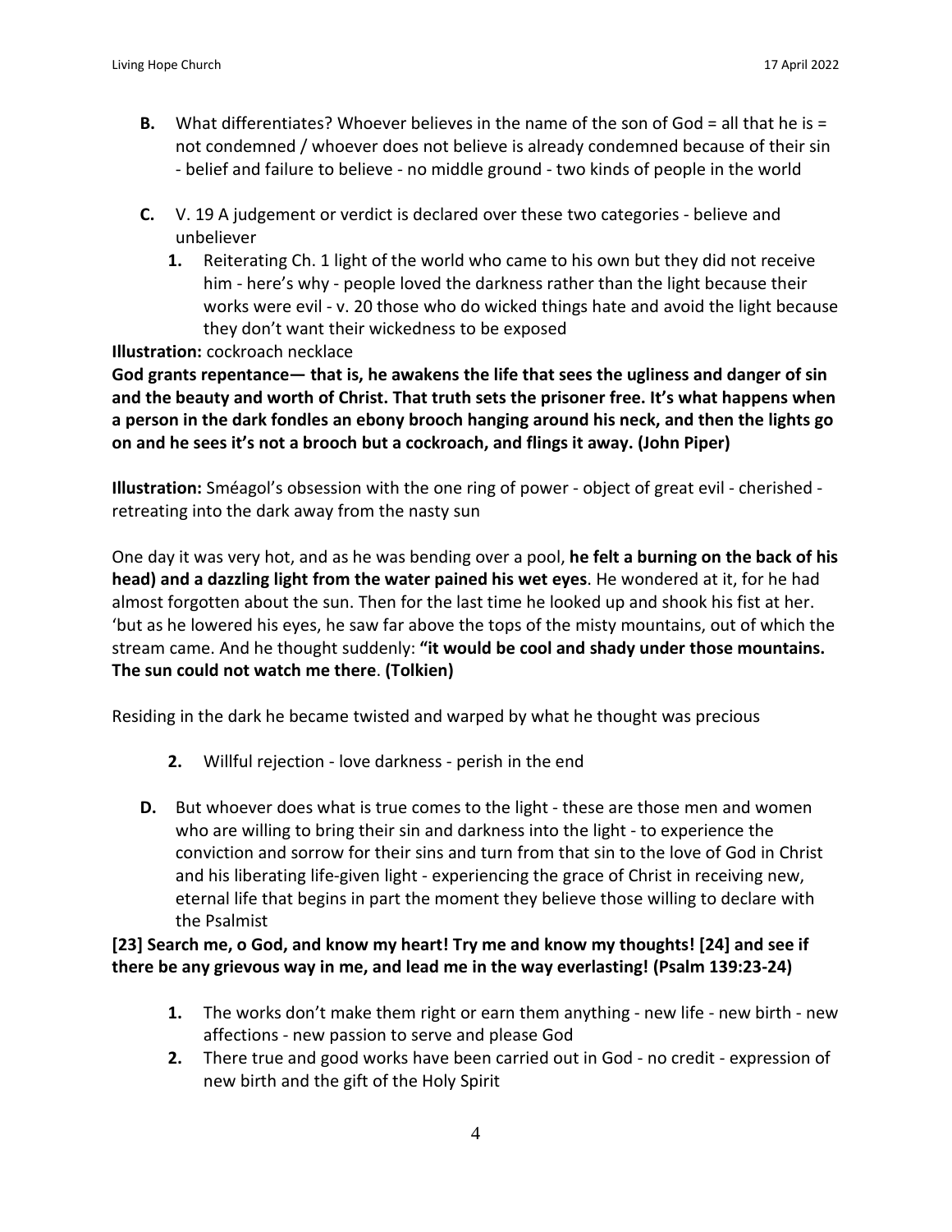**B.** What differentiates? Whoever believes in the name of the son of God = all that he is = not condemned / whoever does not believe is already condemned because of their sin - belief and failure to believe - no middle ground - two kinds of people in the world

**C.** V. 19 A judgement or verdict is declared over these two categories - believe and unbeliever

1. Reiterating Ch. 1 light of the world who came to his own but they did not receive him - here's why - people loved the darkness rather than the light because their works were evil - v. 20 those who do wicked things hate and avoid the light because they don't want their wickedness to be exposed

**Illustration:** cockroach necklace

**God grants repentance— that is, he awakens the life that sees the ugliness and danger of sin and the beauty and worth of Christ. That truth sets the prisoner free. It's what happens when a person in the dark fondles an ebony brooch hanging around his neck, and then the lights go on and he sees it's not a brooch but a cockroach, and flings it away. (John Piper)**

**Illustration:** Sméagol's obsession with the one ring of power - object of great evil - cherished - retreating into the dark away from the nasty sun

One day it was very hot, and as he was bending over a pool, **he felt a burning on the back of his head) and a dazzling light from the water pained his wet eyes**. He wondered at it, for he had almost forgotten about the sun. Then for the last time he looked up and shook his fist at her. 'but as he lowered his eyes, he saw far above the tops of the misty mountains, out of which the stream came. And he thought suddenly: **"it would be cool and shady under those mountains. The sun could not watch me there**. **(Tolkien)**

Residing in the dark he became twisted and warped by what he thought was precious

2. Willful rejection - love darkness - perish in the end

**D.** But whoever does what is true comes to the light - these are those men and women who are willing to bring their sin and darkness into the light - to experience the conviction and sorrow for their sins and turn from that sin to the love of God in Christ and his liberating life-given light - experiencing the grace of Christ in receiving new, eternal life that begins in part the moment they believe those willing to declare with the Psalmist

**[23] Search me, o God, and know my heart! Try me and know my thoughts! [24] and see if there be any grievous way in me, and lead me in the way everlasting! (Psalm 139:23-24)**

1. The works don't make them right or earn them anything - new life - new birth - new affections - new passion to serve and please God
2. There true and good works have been carried out in God - no credit - expression of new birth and the gift of the Holy Spirit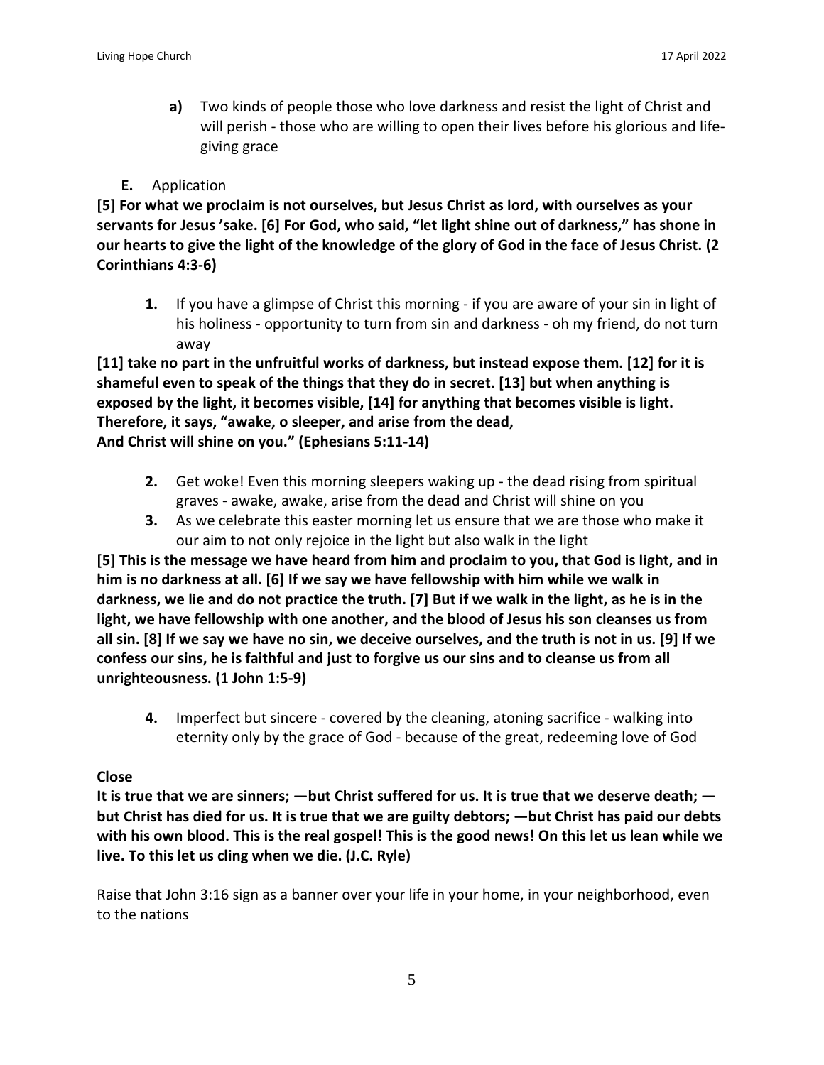a) Two kinds of people those who love darkness and resist the light of Christ and will perish - those who are willing to open their lives before his glorious and life-giving grace

E. Application

**[5] For what we proclaim is not ourselves, but Jesus Christ as lord, with ourselves as your servants for Jesus 'sake. [6] For God, who said, "let light shine out of darkness," has shone in our hearts to give the light of the knowledge of the glory of God in the face of Jesus Christ. (2 Corinthians 4:3-6)**

1. If you have a glimpse of Christ this morning - if you are aware of your sin in light of his holiness - opportunity to turn from sin and darkness - oh my friend, do not turn away

**[11] take no part in the unfruitful works of darkness, but instead expose them. [12] for it is shameful even to speak of the things that they do in secret. [13] but when anything is exposed by the light, it becomes visible, [14] for anything that becomes visible is light. Therefore, it says, "awake, o sleeper, and arise from the dead,**
**And Christ will shine on you." (Ephesians 5:11-14)**

2. Get woke! Even this morning sleepers waking up - the dead rising from spiritual graves - awake, awake, arise from the dead and Christ will shine on you
3. As we celebrate this easter morning let us ensure that we are those who make it our aim to not only rejoice in the light but also walk in the light

**[5] This is the message we have heard from him and proclaim to you, that God is light, and in him is no darkness at all. [6] If we say we have fellowship with him while we walk in darkness, we lie and do not practice the truth. [7] But if we walk in the light, as he is in the light, we have fellowship with one another, and the blood of Jesus his son cleanses us from all sin. [8] If we say we have no sin, we deceive ourselves, and the truth is not in us. [9] If we confess our sins, he is faithful and just to forgive us our sins and to cleanse us from all unrighteousness. (1 John 1:5-9)**

4. Imperfect but sincere - covered by the cleaning, atoning sacrifice - walking into eternity only by the grace of God - because of the great, redeeming love of God

**Close**

**It is true that we are sinners; —but Christ suffered for us. It is true that we deserve death; —but Christ has died for us. It is true that we are guilty debtors; —but Christ has paid our debts with his own blood. This is the real gospel! This is the good news! On this let us lean while we live. To this let us cling when we die. (J.C. Ryle)**

Raise that John 3:16 sign as a banner over your life in your home, in your neighborhood, even to the nations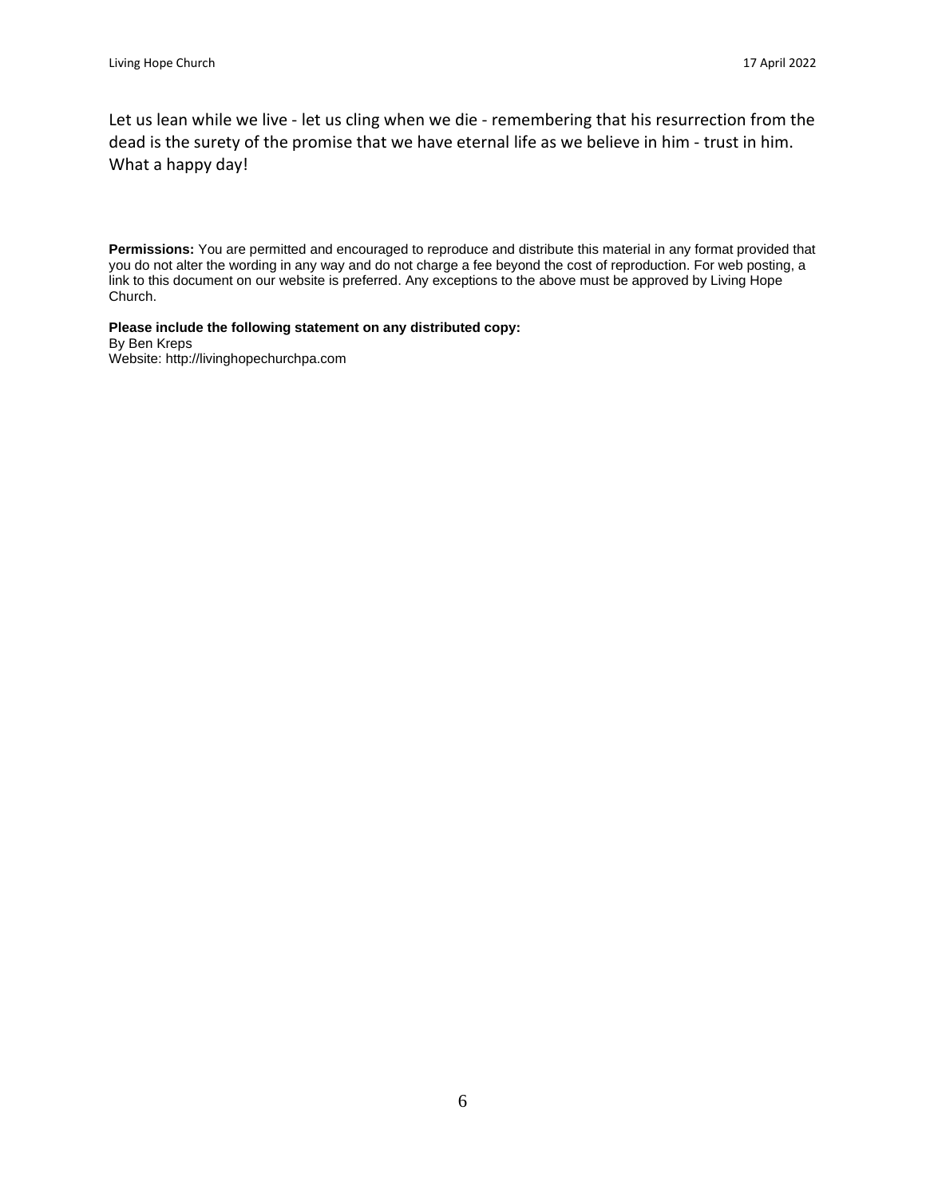Let us lean while we live - let us cling when we die - remembering that his resurrection from the dead is the surety of the promise that we have eternal life as we believe in him - trust in him. What a happy day!

**Permissions:** You are permitted and encouraged to reproduce and distribute this material in any format provided that you do not alter the wording in any way and do not charge a fee beyond the cost of reproduction. For web posting, a link to this document on our website is preferred. Any exceptions to the above must be approved by Living Hope Church.

**Please include the following statement on any distributed copy:**
By Ben Kreps
Website: http://livinghopechurchpa.com